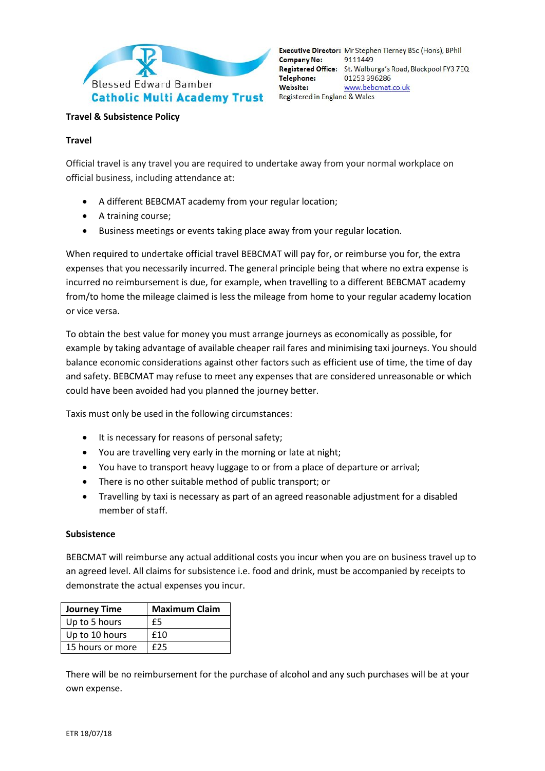Blessed Edward Bamber
**Catholic Multi Academy Trust**

**Executive Director:** Mr Stephen Tierney BSc (Hons), BPhil
**Company No:** 9111449
**Registered Office:** St. Walburga's Road, Blackpool FY3 7EQ
**Telephone:** 01253 396286
**Website:** www.bebcmat.co.uk
Registered in England & Wales

**Travel & Subsistence Policy**

**Travel**

Official travel is any travel you are required to undertake away from your normal workplace on official business, including attendance at:

- A different BEBCMAT academy from your regular location;
- A training course;
- Business meetings or events taking place away from your regular location.

When required to undertake official travel BEBCMAT will pay for, or reimburse you for, the extra expenses that you necessarily incurred. The general principle being that where no extra expense is incurred no reimbursement is due, for example, when travelling to a different BEBCMAT academy from/to home the mileage claimed is less the mileage from home to your regular academy location or vice versa.

To obtain the best value for money you must arrange journeys as economically as possible, for example by taking advantage of available cheaper rail fares and minimising taxi journeys. You should balance economic considerations against other factors such as efficient use of time, the time of day and safety. BEBCMAT may refuse to meet any expenses that are considered unreasonable or which could have been avoided had you planned the journey better.

Taxis must only be used in the following circumstances:

- It is necessary for reasons of personal safety;
- You are travelling very early in the morning or late at night;
- You have to transport heavy luggage to or from a place of departure or arrival;
- There is no other suitable method of public transport; or
- Travelling by taxi is necessary as part of an agreed reasonable adjustment for a disabled member of staff.

**Subsistence**

BEBCMAT will reimburse any actual additional costs you incur when you are on business travel up to an agreed level. All claims for subsistence i.e. food and drink, must be accompanied by receipts to demonstrate the actual expenses you incur.

| Journey Time | Maximum Claim |
|---|---|
| Up to 5 hours | £5 |
| Up to 10 hours | £10 |
| 15 hours or more | £25 |

There will be no reimbursement for the purchase of alcohol and any such purchases will be at your own expense.

ETR 18/07/18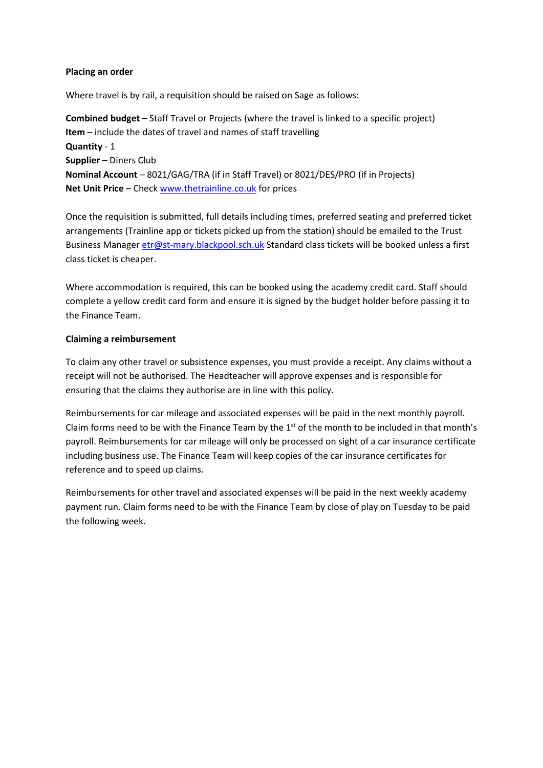**Placing an order**

Where travel is by rail, a requisition should be raised on Sage as follows:

**Combined budget** – Staff Travel or Projects (where the travel is linked to a specific project)
**Item** – include the dates of travel and names of staff travelling
**Quantity** - 1
**Supplier** – Diners Club
**Nominal Account** – 8021/GAG/TRA (if in Staff Travel) or 8021/DES/PRO (if in Projects)
**Net Unit Price** – Check www.thetrainline.co.uk for prices

Once the requisition is submitted, full details including times, preferred seating and preferred ticket arrangements (Trainline app or tickets picked up from the station) should be emailed to the Trust Business Manager etr@st-mary.blackpool.sch.uk Standard class tickets will be booked unless a first class ticket is cheaper.

Where accommodation is required, this can be booked using the academy credit card. Staff should complete a yellow credit card form and ensure it is signed by the budget holder before passing it to the Finance Team.

**Claiming a reimbursement**

To claim any other travel or subsistence expenses, you must provide a receipt. Any claims without a receipt will not be authorised. The Headteacher will approve expenses and is responsible for ensuring that the claims they authorise are in line with this policy.

Reimbursements for car mileage and associated expenses will be paid in the next monthly payroll. Claim forms need to be with the Finance Team by the 1st of the month to be included in that month's payroll. Reimbursements for car mileage will only be processed on sight of a car insurance certificate including business use. The Finance Team will keep copies of the car insurance certificates for reference and to speed up claims.

Reimbursements for other travel and associated expenses will be paid in the next weekly academy payment run. Claim forms need to be with the Finance Team by close of play on Tuesday to be paid the following week.